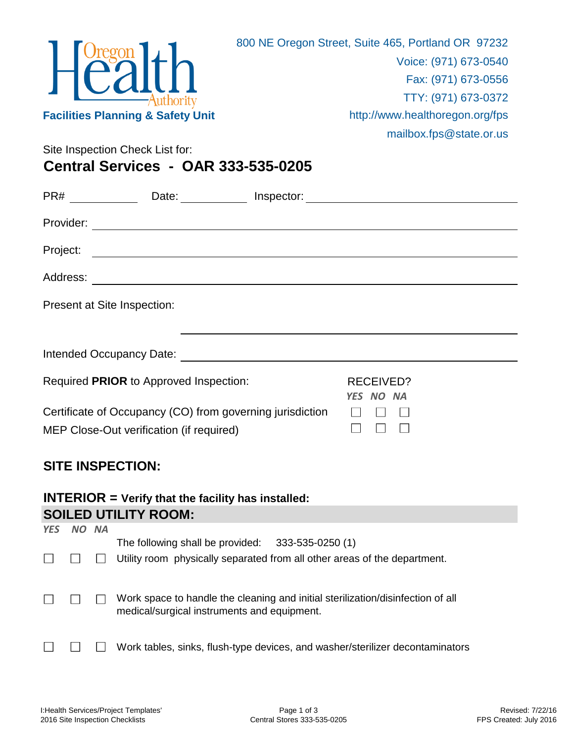Oregon Health Authority

**Facilities Planning & Safety Unit**

800 NE Oregon Street, Suite 465, Portland OR 97232
Voice: (971) 673-0540
Fax: (971) 673-0556
TTY: (971) 673-0372
http://www.healthoregon.org/fps
mailbox.fps@state.or.us

Site Inspection Check List for:

## Central Services - OAR 333-535-0205

PR# ____________ Date: ____________ Inspector: ______________________________

Provider: ______________________________________________________________

Project: _______________________________________________________________

Address: _______________________________________________________________

Present at Site Inspection:

______________________________________________

Intended Occupancy Date: ______________________________________________

| Required **PRIOR** to Approved Inspection: | RECEIVED? YES | NO | NA |
|---|---|---|---|
| Certificate of Occupancy (CO) from governing jurisdiction | ☐ | ☐ | ☐ |
| MEP Close-Out verification (if required) | ☐ | ☐ | ☐ |

## SITE INSPECTION:

### INTERIOR = Verify that the facility has installed:

### SOILED UTILITY ROOM:

| YES | NO | NA | |
|---|---|---|---|
| | | | The following shall be provided: 333-535-0250 (1) |
| ☐ | ☐ | ☐ | Utility room physically separated from all other areas of the department. |
| ☐ | ☐ | ☐ | Work space to handle the cleaning and initial sterilization/disinfection of all medical/surgical instruments and equipment. |
| ☐ | ☐ | ☐ | Work tables, sinks, flush-type devices, and washer/sterilizer decontaminators |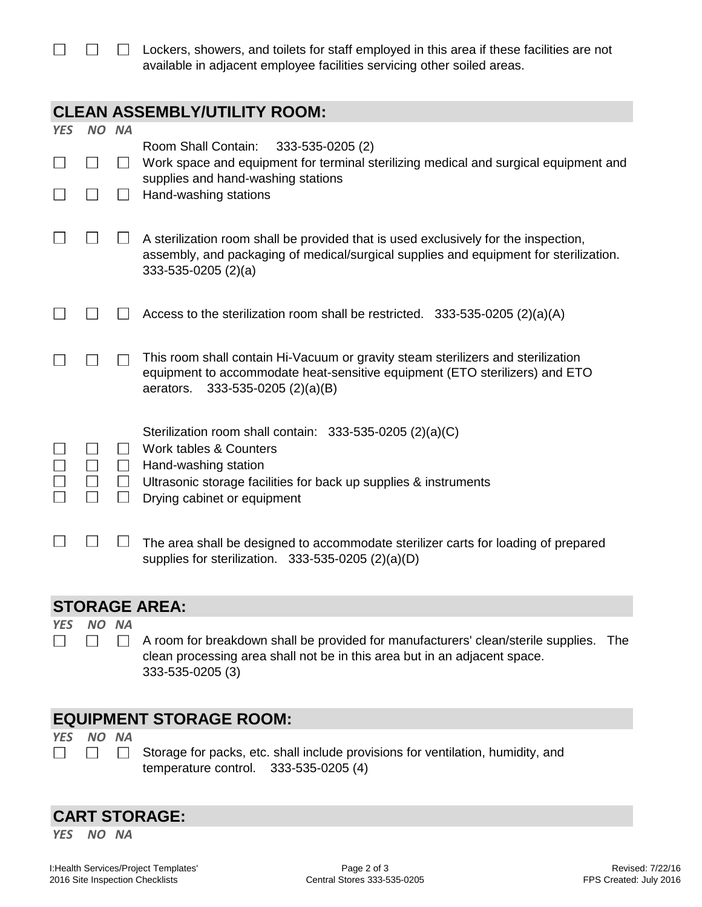☐ ☐ ☐ Lockers, showers, and toilets for staff employed in this area if these facilities are not available in adjacent employee facilities servicing other soiled areas.

## CLEAN ASSEMBLY/UTILITY ROOM:

*YES NO NA*

Room Shall Contain: 333-535-0205 (2)

☐ ☐ ☐ Work space and equipment for terminal sterilizing medical and surgical equipment and supplies and hand-washing stations

☐ ☐ ☐ Hand-washing stations

☐ ☐ ☐ A sterilization room shall be provided that is used exclusively for the inspection, assembly, and packaging of medical/surgical supplies and equipment for sterilization. 333-535-0205 (2)(a)

☐ ☐ ☐ Access to the sterilization room shall be restricted. 333-535-0205 (2)(a)(A)

☐ ☐ ☐ This room shall contain Hi-Vacuum or gravity steam sterilizers and sterilization equipment to accommodate heat-sensitive equipment (ETO sterilizers) and ETO aerators. 333-535-0205 (2)(a)(B)

Sterilization room shall contain: 333-535-0205 (2)(a)(C)

☐ ☐ ☐ Work tables & Counters

☐ ☐ ☐ Hand-washing station

☐ ☐ ☐ Ultrasonic storage facilities for back up supplies & instruments

☐ ☐ ☐ Drying cabinet or equipment

☐ ☐ ☐ The area shall be designed to accommodate sterilizer carts for loading of prepared supplies for sterilization. 333-535-0205 (2)(a)(D)

## STORAGE AREA:

*YES NO NA*

☐ ☐ ☐ A room for breakdown shall be provided for manufacturers' clean/sterile supplies. The clean processing area shall not be in this area but in an adjacent space. 333-535-0205 (3)

## EQUIPMENT STORAGE ROOM:

*YES NO NA*

☐ ☐ ☐ Storage for packs, etc. shall include provisions for ventilation, humidity, and temperature control. 333-535-0205 (4)

## CART STORAGE:

*YES NO NA*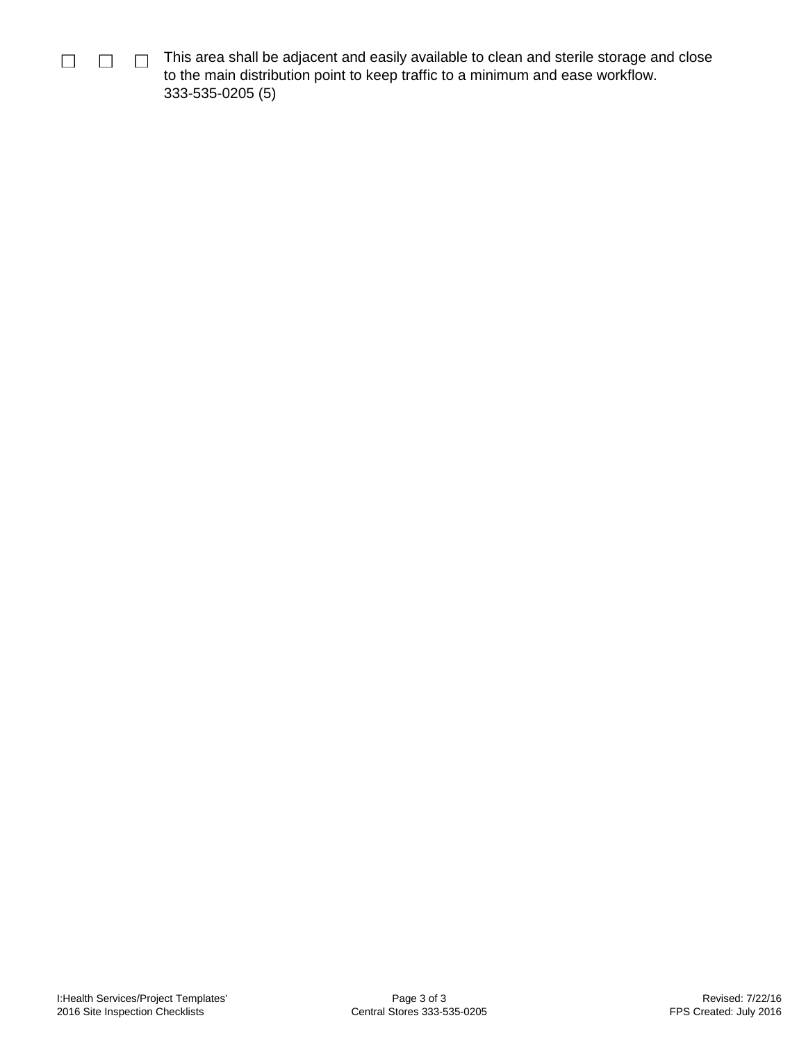☐ ☐ ☐ This area shall be adjacent and easily available to clean and sterile storage and close to the main distribution point to keep traffic to a minimum and ease workflow. 333-535-0205 (5)